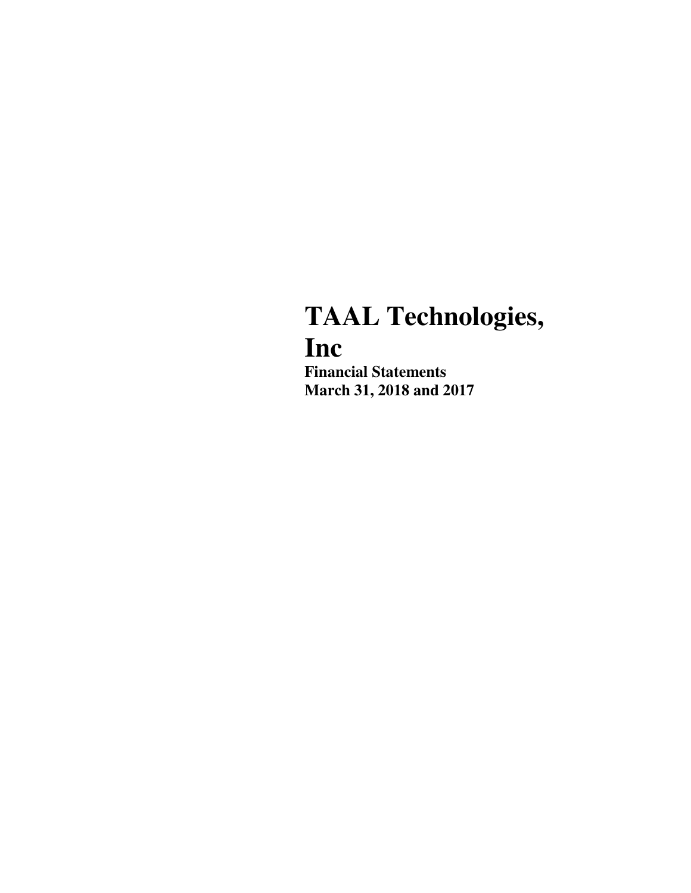# TAAL Technologies, Inc

**Financial Statements**
**March 31, 2018 and 2017**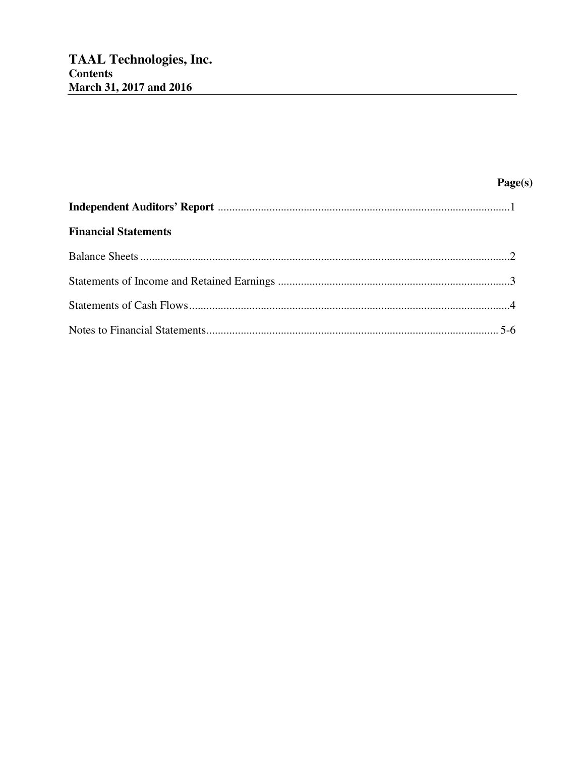# TAAL Technologies, Inc.
## Contents
## March 31, 2017 and 2016

| | Page(s) |
|---|---|
| **Independent Auditors' Report** | 1 |
| **Financial Statements** | |
| Balance Sheets | 2 |
| Statements of Income and Retained Earnings | 3 |
| Statements of Cash Flows | 4 |
| Notes to Financial Statements | 5-6 |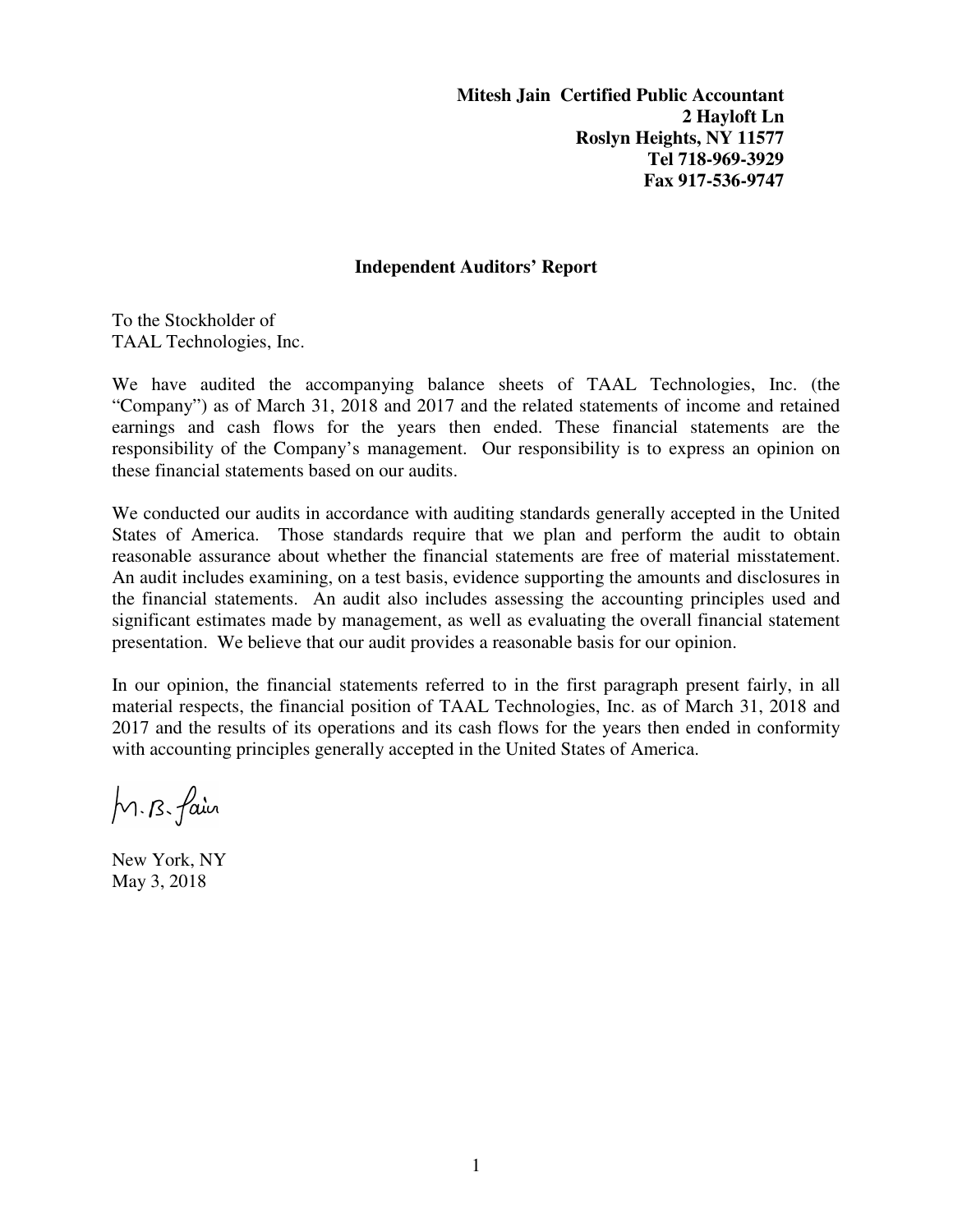**Mitesh Jain Certified Public Accountant**
**2 Hayloft Ln**
**Roslyn Heights, NY 11577**
**Tel 718-969-3929**
**Fax 917-536-9747**

## Independent Auditors' Report

To the Stockholder of
TAAL Technologies, Inc.

We have audited the accompanying balance sheets of TAAL Technologies, Inc. (the "Company") as of March 31, 2018 and 2017 and the related statements of income and retained earnings and cash flows for the years then ended. These financial statements are the responsibility of the Company's management. Our responsibility is to express an opinion on these financial statements based on our audits.

We conducted our audits in accordance with auditing standards generally accepted in the United States of America. Those standards require that we plan and perform the audit to obtain reasonable assurance about whether the financial statements are free of material misstatement. An audit includes examining, on a test basis, evidence supporting the amounts and disclosures in the financial statements. An audit also includes assessing the accounting principles used and significant estimates made by management, as well as evaluating the overall financial statement presentation. We believe that our audit provides a reasonable basis for our opinion.

In our opinion, the financial statements referred to in the first paragraph present fairly, in all material respects, the financial position of TAAL Technologies, Inc. as of March 31, 2018 and 2017 and the results of its operations and its cash flows for the years then ended in conformity with accounting principles generally accepted in the United States of America.

M. B. Jain

New York, NY
May 3, 2018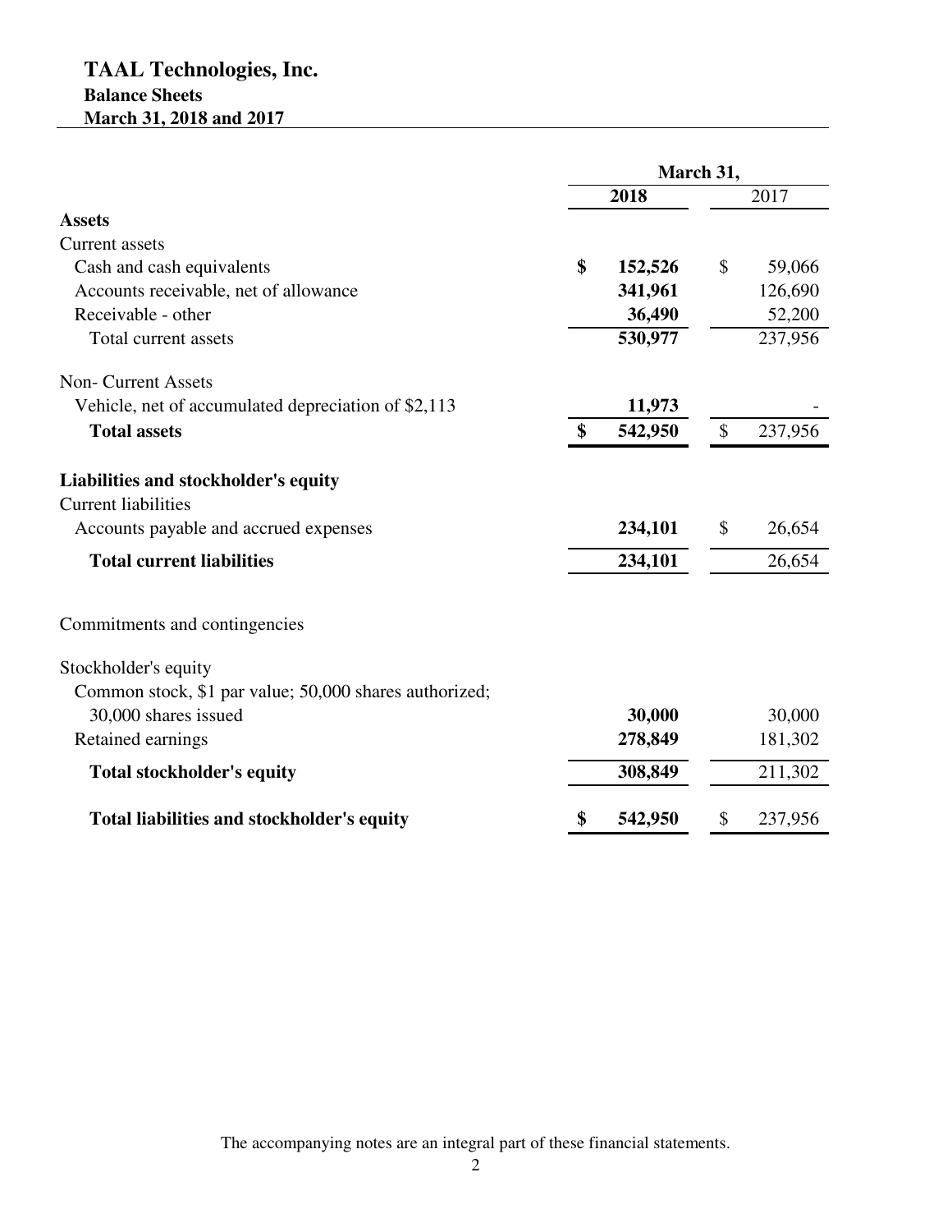# TAAL Technologies, Inc.

## Balance Sheets

### March 31, 2018 and 2017

| | March 31, | |
|---|---|---|
| | **2018** | 2017 |
| **Assets** | | |
| Current assets | | |
| Cash and cash equivalents | **$ 152,526** | $ 59,066 |
| Accounts receivable, net of allowance | **341,961** | 126,690 |
| Receivable - other | **36,490** | 52,200 |
| Total current assets | **530,977** | 237,956 |
| | | |
| Non- Current Assets | | |
| Vehicle, net of accumulated depreciation of $2,113 | **11,973** | - |
| **Total assets** | **$ 542,950** | $ 237,956 |
| | | |
| **Liabilities and stockholder's equity** | | |
| Current liabilities | | |
| Accounts payable and accrued expenses | **234,101** | $ 26,654 |
| **Total current liabilities** | **234,101** | 26,654 |
| | | |
| Commitments and contingencies | | |
| | | |
| Stockholder's equity | | |
| Common stock, $1 par value; 50,000 shares authorized; 30,000 shares issued | **30,000** | 30,000 |
| Retained earnings | **278,849** | 181,302 |
| **Total stockholder's equity** | **308,849** | 211,302 |
| | | |
| **Total liabilities and stockholder's equity** | **$ 542,950** | $ 237,956 |

The accompanying notes are an integral part of these financial statements.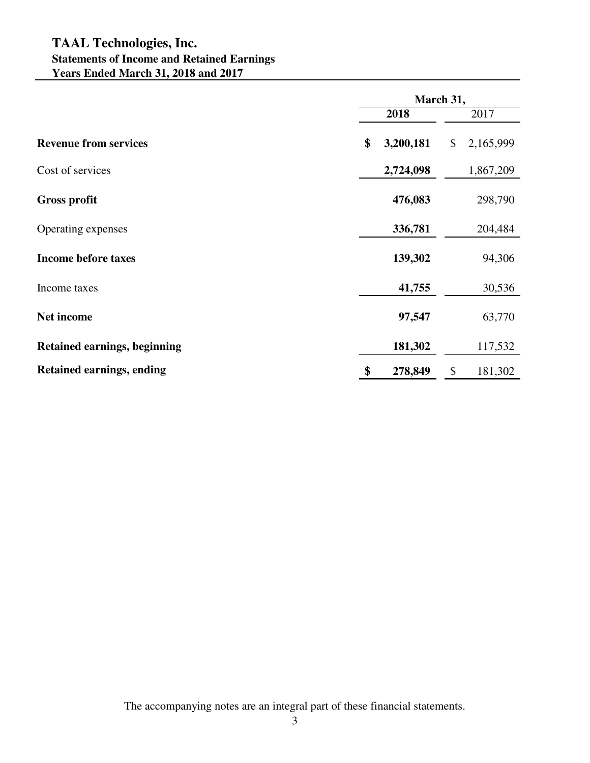# TAAL Technologies, Inc.
## Statements of Income and Retained Earnings
## Years Ended March 31, 2018 and 2017

| | March 31, | |
|---|---|---|
| | **2018** | 2017 |
| **Revenue from services** | **$ 3,200,181** | $ 2,165,999 |
| Cost of services | **2,724,098** | 1,867,209 |
| **Gross profit** | **476,083** | 298,790 |
| Operating expenses | **336,781** | 204,484 |
| **Income before taxes** | **139,302** | 94,306 |
| Income taxes | **41,755** | 30,536 |
| **Net income** | **97,547** | 63,770 |
| **Retained earnings, beginning** | **181,302** | 117,532 |
| **Retained earnings, ending** | **$ 278,849** | $ 181,302 |

The accompanying notes are an integral part of these financial statements.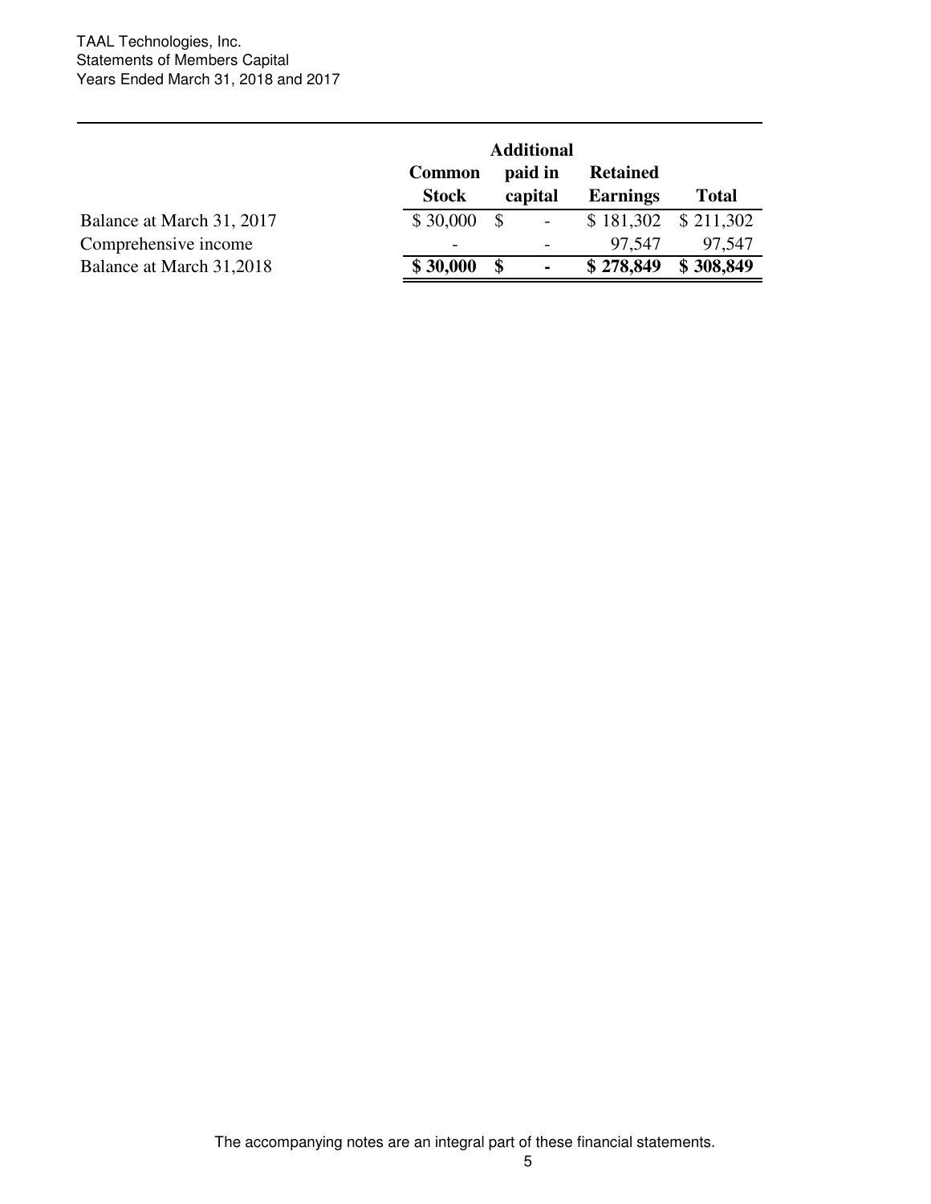TAAL Technologies, Inc.
Statements of Members Capital
Years Ended March 31, 2018 and 2017

| | Common Stock | Additional paid in capital | Retained Earnings | Total |
|---|---|---|---|---|
| Balance at March 31, 2017 | $ 30,000 | $ - | $ 181,302 | $ 211,302 |
| Comprehensive income | - | - | 97,547 | 97,547 |
| Balance at March 31,2018 | **$ 30,000** | **$ -** | **$ 278,849** | **$ 308,849** |

The accompanying notes are an integral part of these financial statements.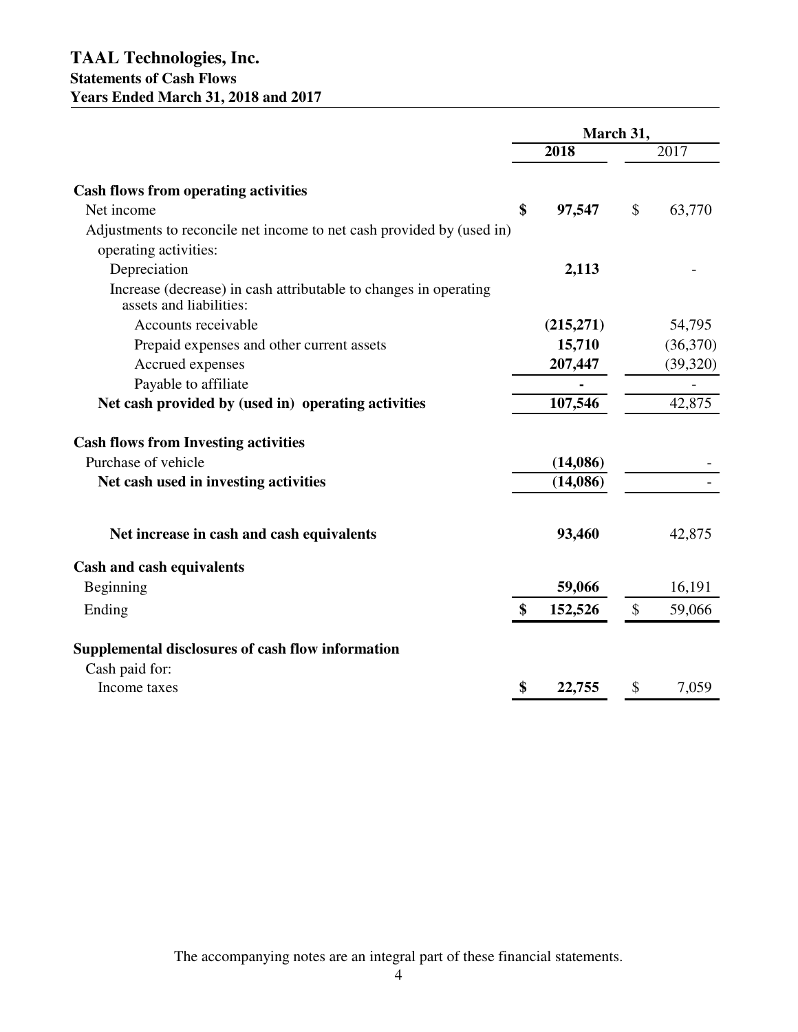# TAAL Technologies, Inc.
## Statements of Cash Flows
## Years Ended March 31, 2018 and 2017

| | March 31, | |
|---|---|---|
| | **2018** | 2017 |
| **Cash flows from operating activities** | | |
| Net income | **$ 97,547** | $ 63,770 |
| Adjustments to reconcile net income to net cash provided by (used in) operating activities: | | |
| Depreciation | **2,113** | - |
| Increase (decrease) in cash attributable to changes in operating assets and liabilities: | | |
| Accounts receivable | **(215,271)** | 54,795 |
| Prepaid expenses and other current assets | **15,710** | (36,370) |
| Accrued expenses | **207,447** | (39,320) |
| Payable to affiliate | **-** | - |
| **Net cash provided by (used in) operating activities** | **107,546** | 42,875 |
| **Cash flows from Investing activities** | | |
| Purchase of vehicle | **(14,086)** | - |
| **Net cash used in investing activities** | **(14,086)** | - |
| **Net increase in cash and cash equivalents** | **93,460** | 42,875 |
| **Cash and cash equivalents** | | |
| Beginning | **59,066** | 16,191 |
| Ending | **$ 152,526** | $ 59,066 |
| **Supplemental disclosures of cash flow information** | | |
| Cash paid for: | | |
| Income taxes | **$ 22,755** | $ 7,059 |

The accompanying notes are an integral part of these financial statements.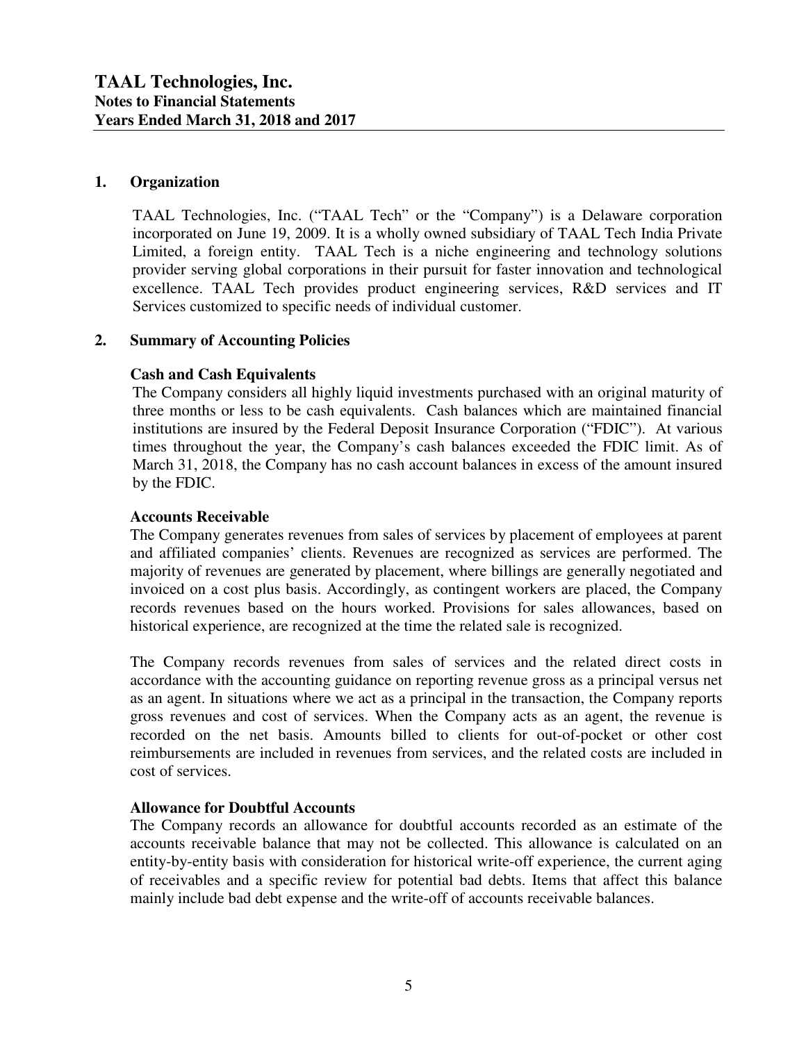# TAAL Technologies, Inc.
## Notes to Financial Statements
## Years Ended March 31, 2018 and 2017

### 1. Organization

TAAL Technologies, Inc. ("TAAL Tech" or the "Company") is a Delaware corporation incorporated on June 19, 2009. It is a wholly owned subsidiary of TAAL Tech India Private Limited, a foreign entity. TAAL Tech is a niche engineering and technology solutions provider serving global corporations in their pursuit for faster innovation and technological excellence. TAAL Tech provides product engineering services, R&D services and IT Services customized to specific needs of individual customer.

### 2. Summary of Accounting Policies

**Cash and Cash Equivalents**

The Company considers all highly liquid investments purchased with an original maturity of three months or less to be cash equivalents. Cash balances which are maintained financial institutions are insured by the Federal Deposit Insurance Corporation ("FDIC"). At various times throughout the year, the Company's cash balances exceeded the FDIC limit. As of March 31, 2018, the Company has no cash account balances in excess of the amount insured by the FDIC.

**Accounts Receivable**

The Company generates revenues from sales of services by placement of employees at parent and affiliated companies' clients. Revenues are recognized as services are performed. The majority of revenues are generated by placement, where billings are generally negotiated and invoiced on a cost plus basis. Accordingly, as contingent workers are placed, the Company records revenues based on the hours worked. Provisions for sales allowances, based on historical experience, are recognized at the time the related sale is recognized.

The Company records revenues from sales of services and the related direct costs in accordance with the accounting guidance on reporting revenue gross as a principal versus net as an agent. In situations where we act as a principal in the transaction, the Company reports gross revenues and cost of services. When the Company acts as an agent, the revenue is recorded on the net basis. Amounts billed to clients for out-of-pocket or other cost reimbursements are included in revenues from services, and the related costs are included in cost of services.

**Allowance for Doubtful Accounts**

The Company records an allowance for doubtful accounts recorded as an estimate of the accounts receivable balance that may not be collected. This allowance is calculated on an entity-by-entity basis with consideration for historical write-off experience, the current aging of receivables and a specific review for potential bad debts. Items that affect this balance mainly include bad debt expense and the write-off of accounts receivable balances.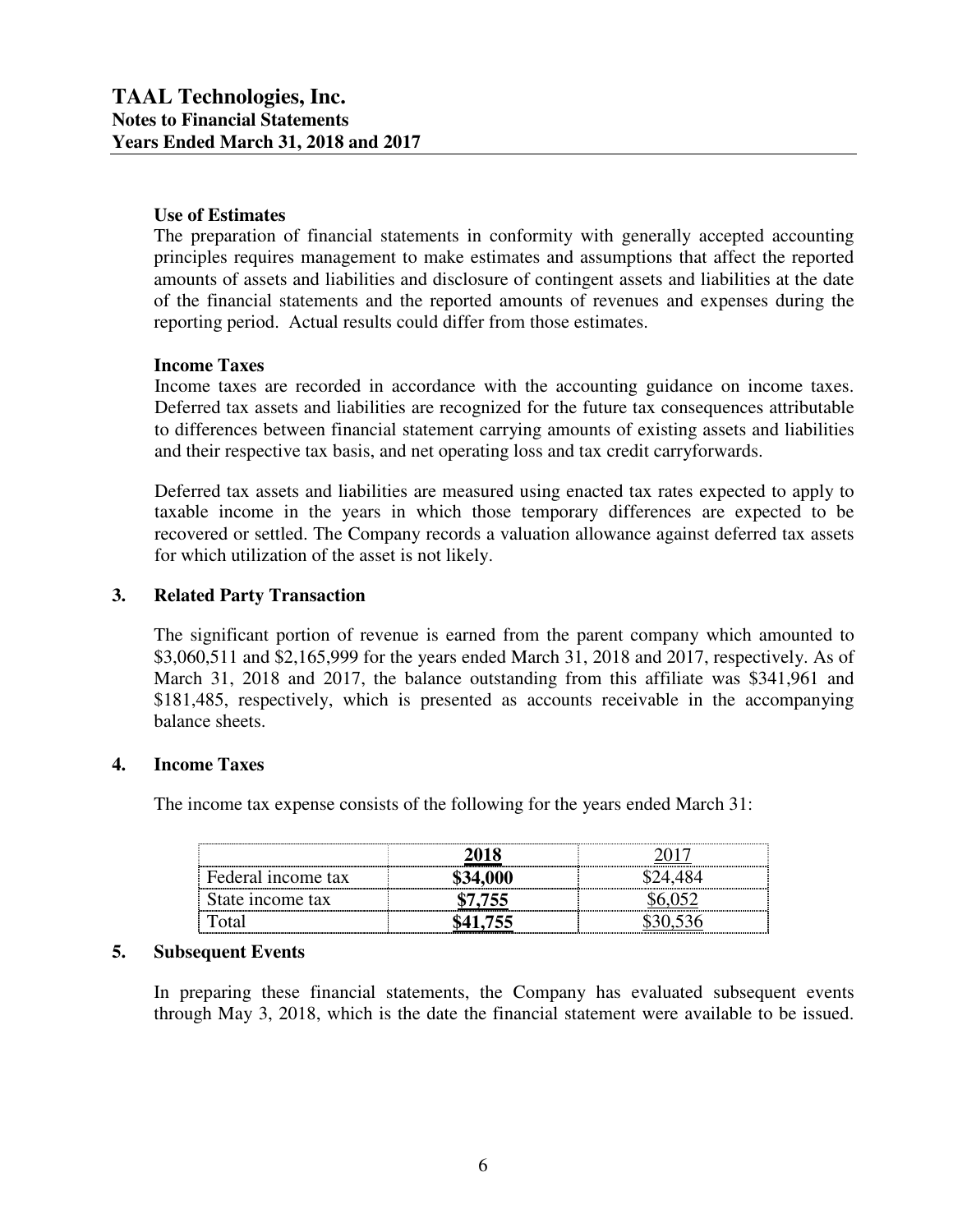# TAAL Technologies, Inc.
## Notes to Financial Statements
## Years Ended March 31, 2018 and 2017

**Use of Estimates**

The preparation of financial statements in conformity with generally accepted accounting principles requires management to make estimates and assumptions that affect the reported amounts of assets and liabilities and disclosure of contingent assets and liabilities at the date of the financial statements and the reported amounts of revenues and expenses during the reporting period. Actual results could differ from those estimates.

**Income Taxes**

Income taxes are recorded in accordance with the accounting guidance on income taxes. Deferred tax assets and liabilities are recognized for the future tax consequences attributable to differences between financial statement carrying amounts of existing assets and liabilities and their respective tax basis, and net operating loss and tax credit carryforwards.

Deferred tax assets and liabilities are measured using enacted tax rates expected to apply to taxable income in the years in which those temporary differences are expected to be recovered or settled. The Company records a valuation allowance against deferred tax assets for which utilization of the asset is not likely.

### 3. Related Party Transaction

The significant portion of revenue is earned from the parent company which amounted to \$3,060,511 and \$2,165,999 for the years ended March 31, 2018 and 2017, respectively. As of March 31, 2018 and 2017, the balance outstanding from this affiliate was \$341,961 and \$181,485, respectively, which is presented as accounts receivable in the accompanying balance sheets.

### 4. Income Taxes

The income tax expense consists of the following for the years ended March 31:

| | **2018** | 2017 |
|---|---|---|
| Federal income tax | **\$34,000** | \$24,484 |
| State income tax | **\$7,755** | \$6,052 |
| Total | **\$41,755** | \$30,536 |

### 5. Subsequent Events

In preparing these financial statements, the Company has evaluated subsequent events through May 3, 2018, which is the date the financial statement were available to be issued.